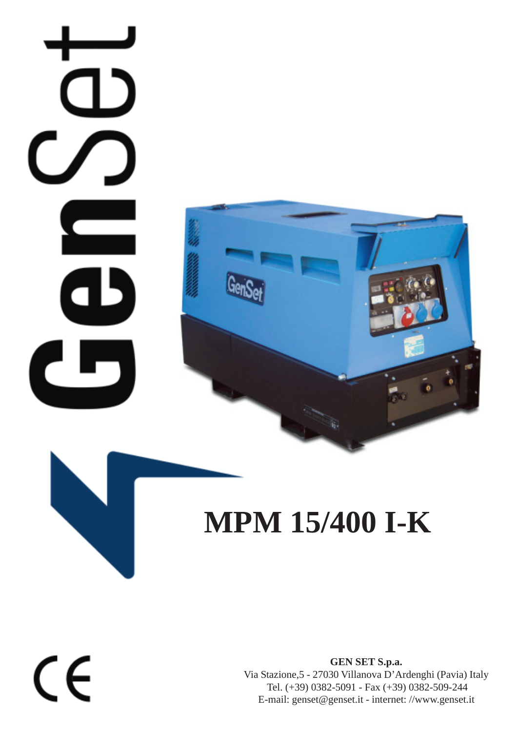GenSet

# MPM 15/400 I-K

**GEN SET S.p.a.**
Via Stazione,5 - 27030 Villanova D'Ardenghi (Pavia) Italy
Tel. (+39) 0382-5091 - Fax (+39) 0382-509-244
E-mail: genset@genset.it - internet: //www.genset.it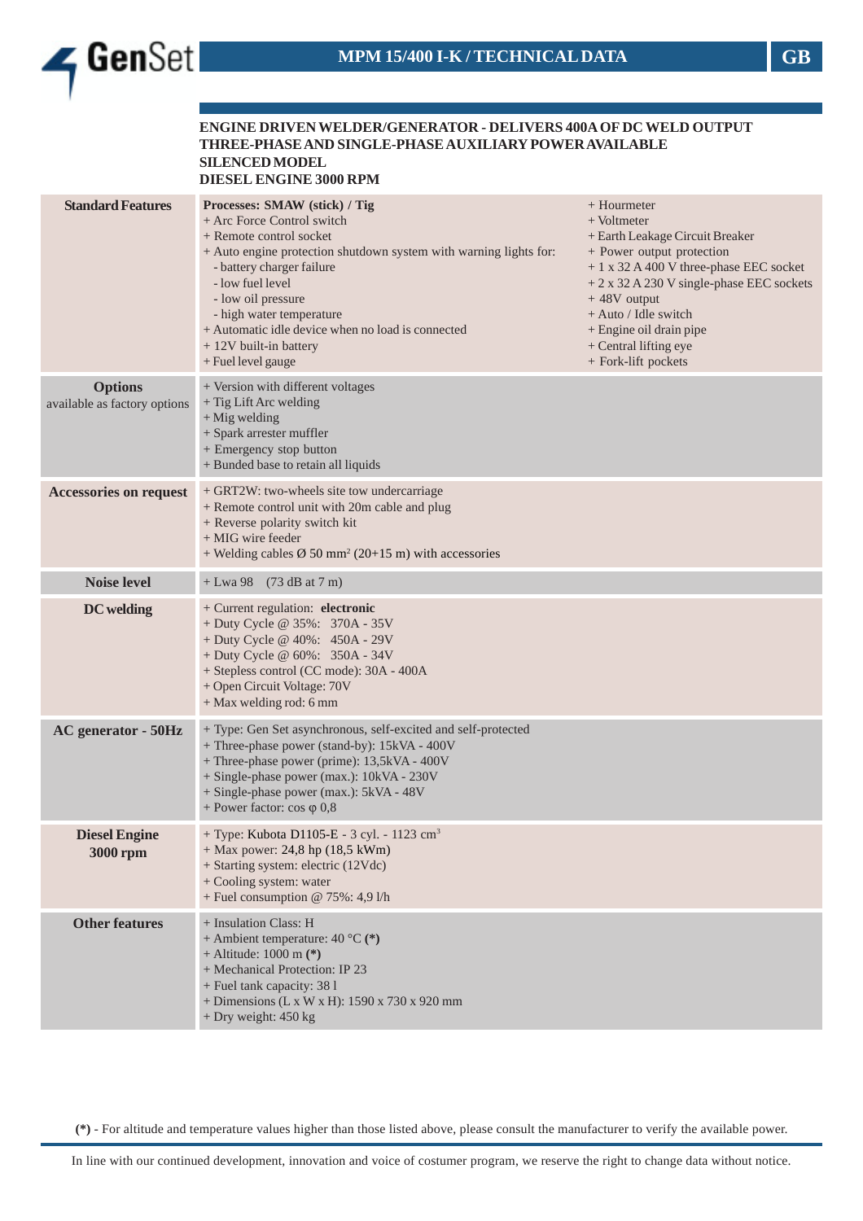# MPM 15/400 I-K / TECHNICAL DATA

GB

**ENGINE DRIVEN WELDER/GENERATOR - DELIVERS 400A OF DC WELD OUTPUT**
**THREE-PHASE AND SINGLE-PHASE AUXILIARY POWER AVAILABLE**
**SILENCED MODEL**
**DIESEL ENGINE 3000 RPM**

| | | |
|---|---|---|
| **Standard Features** | **Processes: SMAW (stick) / Tig**<br>+ Arc Force Control switch<br>+ Remote control socket<br>+ Auto engine protection shutdown system with warning lights for:<br>- battery charger failure<br>- low fuel level<br>- low oil pressure<br>- high water temperature<br>+ Automatic idle device when no load is connected<br>+ 12V built-in battery<br>+ Fuel level gauge | + Hourmeter<br>+ Voltmeter<br>+ Earth Leakage Circuit Breaker<br>+ Power output protection<br>+ 1 x 32 A 400 V three-phase EEC socket<br>+ 2 x 32 A 230 V single-phase EEC sockets<br>+ 48V output<br>+ Auto / Idle switch<br>+ Engine oil drain pipe<br>+ Central lifting eye<br>+ Fork-lift pockets |
| **Options**<br>available as factory options | + Version with different voltages<br>+ Tig Lift Arc welding<br>+ Mig welding<br>+ Spark arrester muffler<br>+ Emergency stop button<br>+ Bunded base to retain all liquids | |
| **Accessories on request** | + GRT2W: two-wheels site tow undercarriage<br>+ Remote control unit with 20m cable and plug<br>+ Reverse polarity switch kit<br>+ MIG wire feeder<br>+ Welding cables Ø 50 mm² (20+15 m) with accessories | |
| **Noise level** | + Lwa 98 (73 dB at 7 m) | |
| **DC welding** | + Current regulation: **electronic**<br>+ Duty Cycle @ 35%: 370A - 35V<br>+ Duty Cycle @ 40%: 450A - 29V<br>+ Duty Cycle @ 60%: 350A - 34V<br>+ Stepless control (CC mode): 30A - 400A<br>+ Open Circuit Voltage: 70V<br>+ Max welding rod: 6 mm | |
| **AC generator - 50Hz** | + Type: Gen Set asynchronous, self-excited and self-protected<br>+ Three-phase power (stand-by): 15kVA - 400V<br>+ Three-phase power (prime): 13,5kVA - 400V<br>+ Single-phase power (max.): 10kVA - 230V<br>+ Single-phase power (max.): 5kVA - 48V<br>+ Power factor: cos φ 0,8 | |
| **Diesel Engine 3000 rpm** | + Type: Kubota D1105-E - 3 cyl. - 1123 cm³<br>+ Max power: 24,8 hp (18,5 kWm)<br>+ Starting system: electric (12Vdc)<br>+ Cooling system: water<br>+ Fuel consumption @ 75%: 4,9 l/h | |
| **Other features** | + Insulation Class: H<br>+ Ambient temperature: 40 °C **(*)**<br>+ Altitude: 1000 m **(*)**<br>+ Mechanical Protection: IP 23<br>+ Fuel tank capacity: 38 l<br>+ Dimensions (L x W x H): 1590 x 730 x 920 mm<br>+ Dry weight: 450 kg | |

**(*)** - For altitude and temperature values higher than those listed above, please consult the manufacturer to verify the available power.

In line with our continued development, innovation and voice of costumer program, we reserve the right to change data without notice.